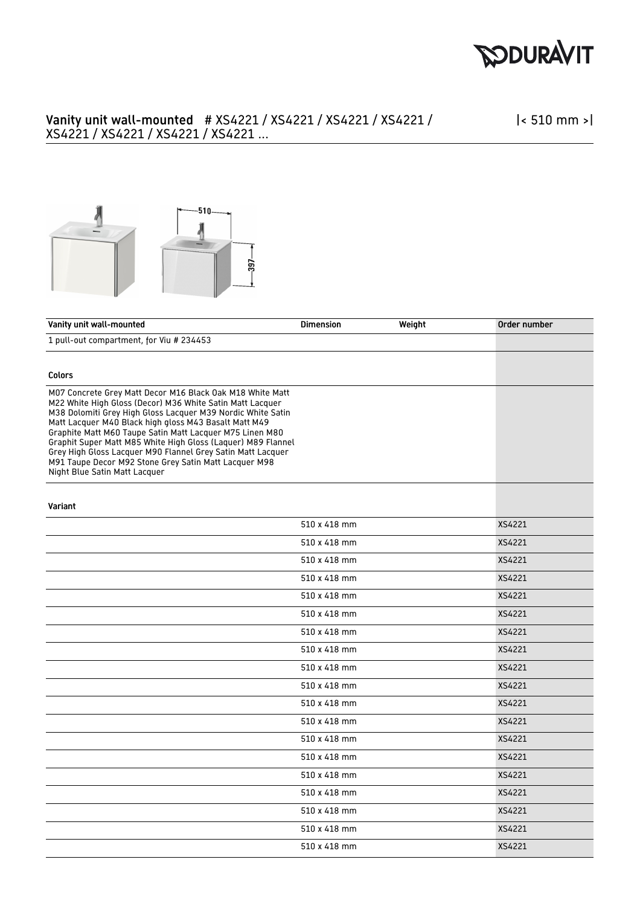## Vanity unit wall-mounted # XS4221 / XS4221 / XS4221 / XS4221 / XS4221 / XS4221 / XS4221 / XS4221 ...

|< 510 mm >|

| Vanity unit wall-mounted | Dimension | Weight | Order number |
| --- | --- | --- | --- |
| 1 pull-out compartment, for Viu # 234453 | | | |
| **Colors** | | | |
| M07 Concrete Grey Matt Decor M16 Black Oak M18 White Matt M22 White High Gloss (Decor) M36 White Satin Matt Lacquer M38 Dolomiti Grey High Gloss Lacquer M39 Nordic White Satin Matt Lacquer M40 Black high gloss M43 Basalt Matt M49 Graphite Matt M60 Taupe Satin Matt Lacquer M75 Linen M80 Graphit Super Matt M85 White High Gloss (Laquer) M89 Flannel Grey High Gloss Lacquer M90 Flannel Grey Satin Matt Lacquer M91 Taupe Decor M92 Stone Grey Satin Matt Lacquer M98 Night Blue Satin Matt Lacquer | | | |
| **Variant** | | | |
| | 510 x 418 mm | | XS4221 |
| | 510 x 418 mm | | XS4221 |
| | 510 x 418 mm | | XS4221 |
| | 510 x 418 mm | | XS4221 |
| | 510 x 418 mm | | XS4221 |
| | 510 x 418 mm | | XS4221 |
| | 510 x 418 mm | | XS4221 |
| | 510 x 418 mm | | XS4221 |
| | 510 x 418 mm | | XS4221 |
| | 510 x 418 mm | | XS4221 |
| | 510 x 418 mm | | XS4221 |
| | 510 x 418 mm | | XS4221 |
| | 510 x 418 mm | | XS4221 |
| | 510 x 418 mm | | XS4221 |
| | 510 x 418 mm | | XS4221 |
| | 510 x 418 mm | | XS4221 |
| | 510 x 418 mm | | XS4221 |
| | 510 x 418 mm | | XS4221 |
| | 510 x 418 mm | | XS4221 |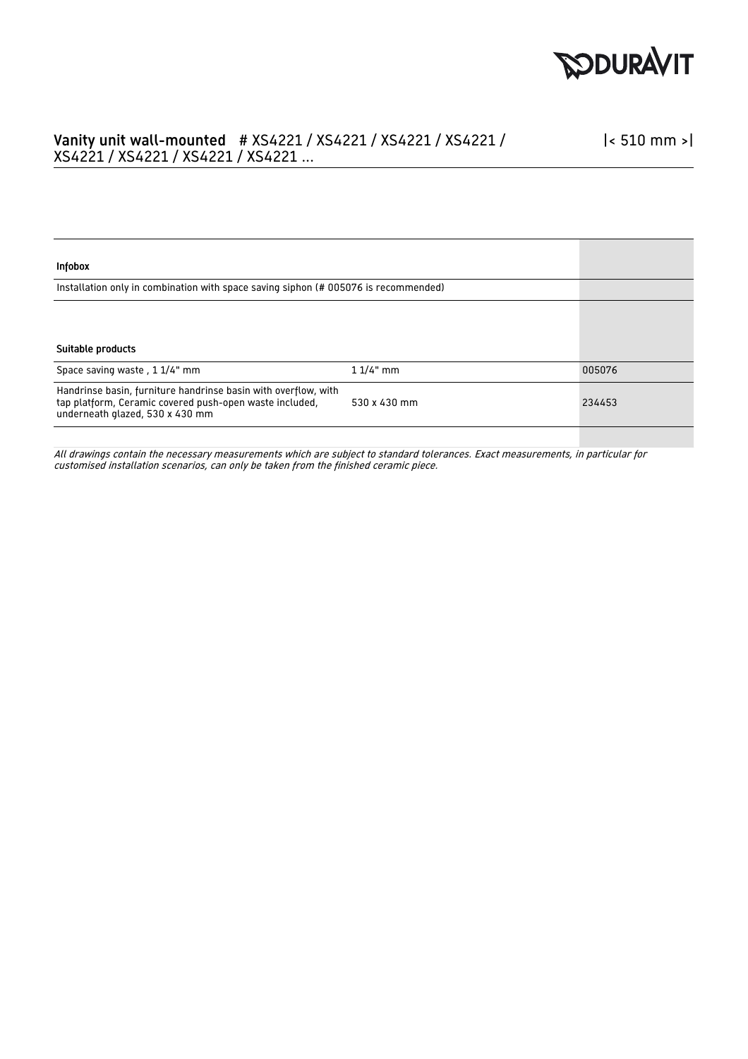## Vanity unit wall-mounted # XS4221 / XS4221 / XS4221 / XS4221 / XS4221 / XS4221 / XS4221 / XS4221 ...

|< 510 mm >|

**Infobox**

Installation only in combination with space saving siphon (# 005076 is recommended)

**Suitable products**

| | | |
|---|---|---|
| Space saving waste , 1 1/4" mm | 1 1/4" mm | 005076 |
| Handrinse basin, furniture handrinse basin with overflow, with tap platform, Ceramic covered push-open waste included, underneath glazed, 530 x 430 mm | 530 x 430 mm | 234453 |

*All drawings contain the necessary measurements which are subject to standard tolerances. Exact measurements, in particular for customised installation scenarios, can only be taken from the finished ceramic piece.*